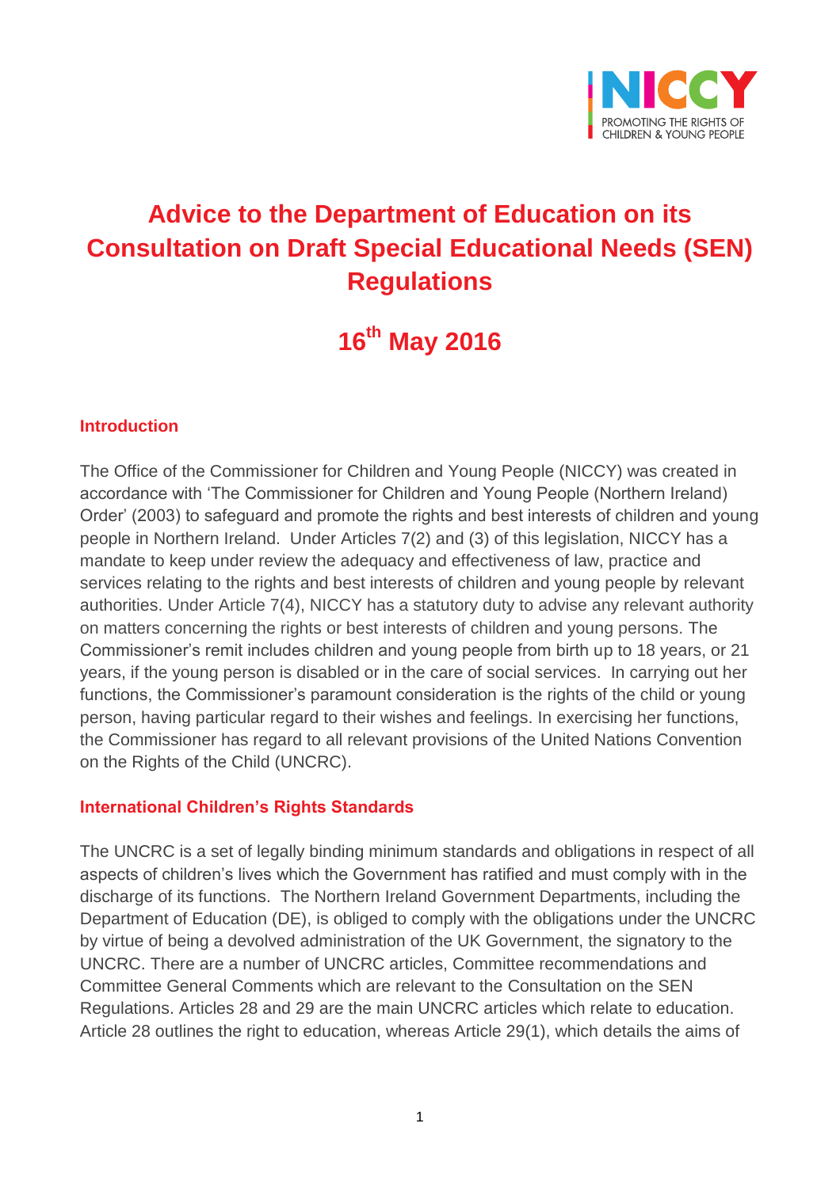# Advice to the Department of Education on its Consultation on Draft Special Educational Needs (SEN) Regulations

## 16th May 2016

### Introduction

The Office of the Commissioner for Children and Young People (NICCY) was created in accordance with 'The Commissioner for Children and Young People (Northern Ireland) Order' (2003) to safeguard and promote the rights and best interests of children and young people in Northern Ireland. Under Articles 7(2) and (3) of this legislation, NICCY has a mandate to keep under review the adequacy and effectiveness of law, practice and services relating to the rights and best interests of children and young people by relevant authorities. Under Article 7(4), NICCY has a statutory duty to advise any relevant authority on matters concerning the rights or best interests of children and young persons. The Commissioner's remit includes children and young people from birth up to 18 years, or 21 years, if the young person is disabled or in the care of social services. In carrying out her functions, the Commissioner's paramount consideration is the rights of the child or young person, having particular regard to their wishes and feelings. In exercising her functions, the Commissioner has regard to all relevant provisions of the United Nations Convention on the Rights of the Child (UNCRC).

### International Children's Rights Standards

The UNCRC is a set of legally binding minimum standards and obligations in respect of all aspects of children's lives which the Government has ratified and must comply with in the discharge of its functions. The Northern Ireland Government Departments, including the Department of Education (DE), is obliged to comply with the obligations under the UNCRC by virtue of being a devolved administration of the UK Government, the signatory to the UNCRC. There are a number of UNCRC articles, Committee recommendations and Committee General Comments which are relevant to the Consultation on the SEN Regulations. Articles 28 and 29 are the main UNCRC articles which relate to education. Article 28 outlines the right to education, whereas Article 29(1), which details the aims of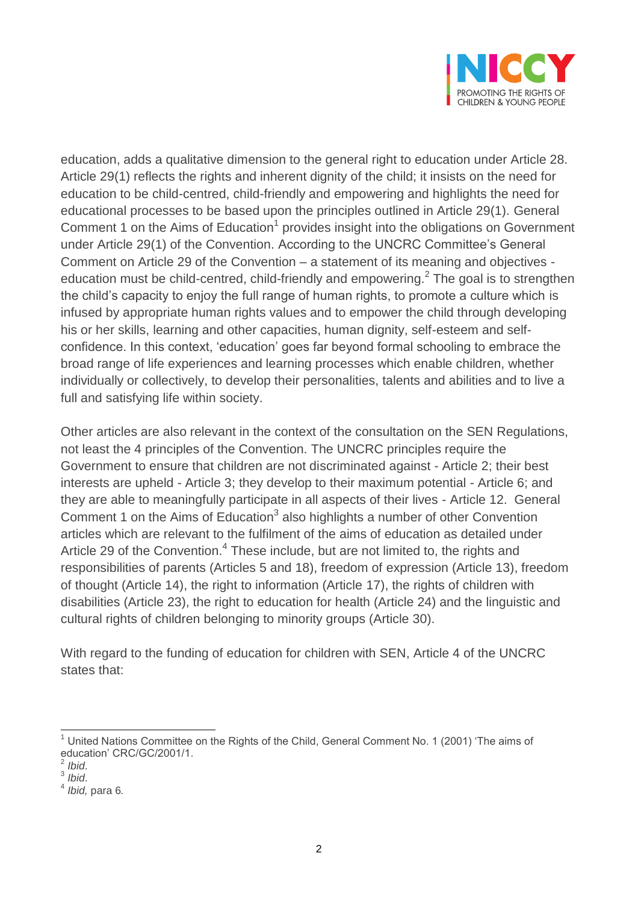education, adds a qualitative dimension to the general right to education under Article 28. Article 29(1) reflects the rights and inherent dignity of the child; it insists on the need for education to be child-centred, child-friendly and empowering and highlights the need for educational processes to be based upon the principles outlined in Article 29(1). General Comment 1 on the Aims of Education[1] provides insight into the obligations on Government under Article 29(1) of the Convention. According to the UNCRC Committee's General Comment on Article 29 of the Convention – a statement of its meaning and objectives - education must be child-centred, child-friendly and empowering.[2] The goal is to strengthen the child's capacity to enjoy the full range of human rights, to promote a culture which is infused by appropriate human rights values and to empower the child through developing his or her skills, learning and other capacities, human dignity, self-esteem and self-confidence. In this context, 'education' goes far beyond formal schooling to embrace the broad range of life experiences and learning processes which enable children, whether individually or collectively, to develop their personalities, talents and abilities and to live a full and satisfying life within society.

Other articles are also relevant in the context of the consultation on the SEN Regulations, not least the 4 principles of the Convention. The UNCRC principles require the Government to ensure that children are not discriminated against - Article 2; their best interests are upheld - Article 3; they develop to their maximum potential - Article 6; and they are able to meaningfully participate in all aspects of their lives - Article 12. General Comment 1 on the Aims of Education[3] also highlights a number of other Convention articles which are relevant to the fulfilment of the aims of education as detailed under Article 29 of the Convention.[4] These include, but are not limited to, the rights and responsibilities of parents (Articles 5 and 18), freedom of expression (Article 13), freedom of thought (Article 14), the right to information (Article 17), the rights of children with disabilities (Article 23), the right to education for health (Article 24) and the linguistic and cultural rights of children belonging to minority groups (Article 30).

With regard to the funding of education for children with SEN, Article 4 of the UNCRC states that:

---

[1] United Nations Committee on the Rights of the Child, General Comment No. 1 (2001) 'The aims of education' CRC/GC/2001/1.

[2] *Ibid*.

[3] *Ibid*.

[4] *Ibid,* para 6.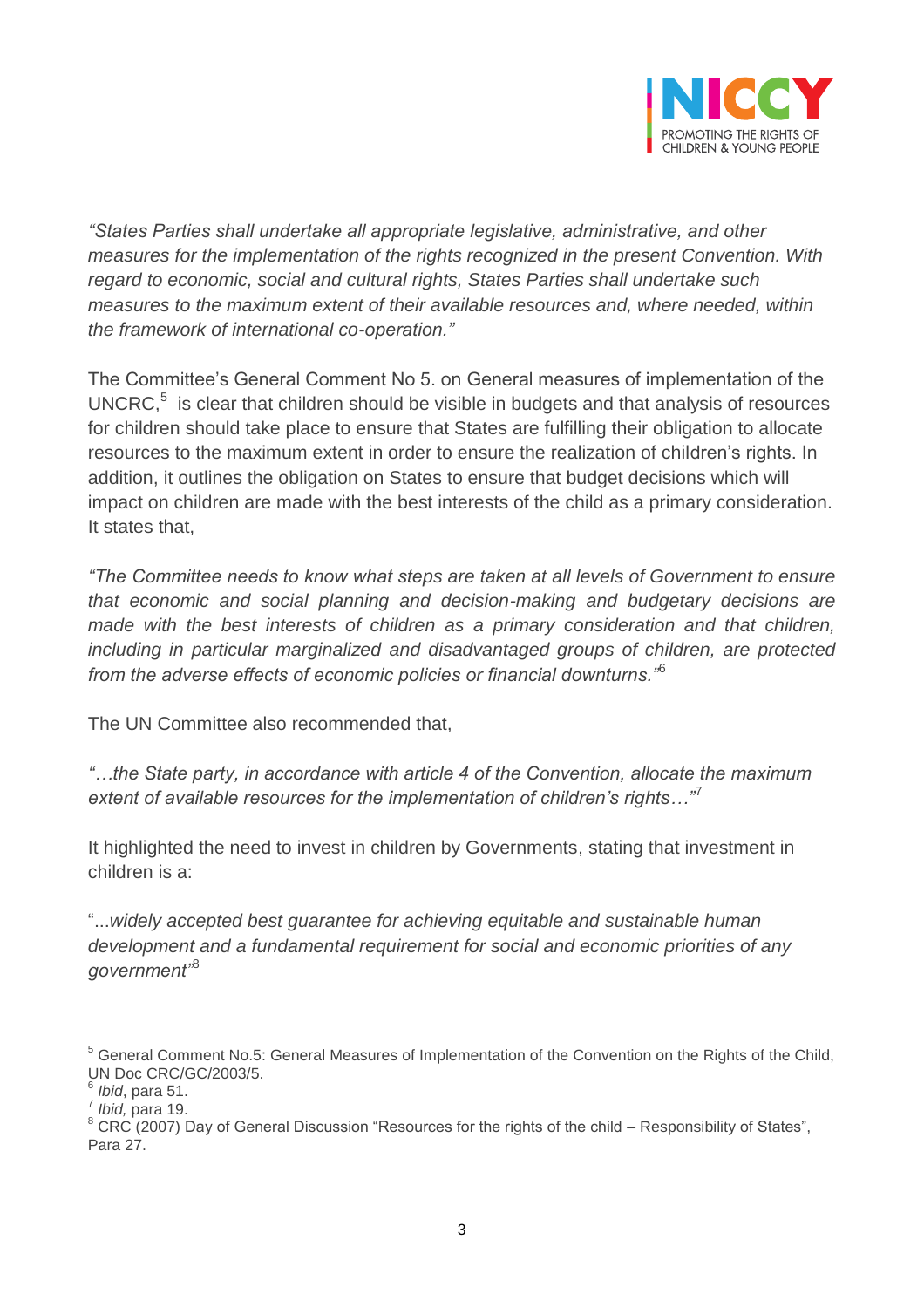*"States Parties shall undertake all appropriate legislative, administrative, and other measures for the implementation of the rights recognized in the present Convention. With regard to economic, social and cultural rights, States Parties shall undertake such measures to the maximum extent of their available resources and, where needed, within the framework of international co-operation."*

The Committee's General Comment No 5. on General measures of implementation of the UNCRC,[5] is clear that children should be visible in budgets and that analysis of resources for children should take place to ensure that States are fulfilling their obligation to allocate resources to the maximum extent in order to ensure the realization of children's rights. In addition, it outlines the obligation on States to ensure that budget decisions which will impact on children are made with the best interests of the child as a primary consideration. It states that,

*"The Committee needs to know what steps are taken at all levels of Government to ensure that economic and social planning and decision-making and budgetary decisions are made with the best interests of children as a primary consideration and that children, including in particular marginalized and disadvantaged groups of children, are protected from the adverse effects of economic policies or financial downturns."*[6]

The UN Committee also recommended that,

*"…the State party, in accordance with article 4 of the Convention, allocate the maximum extent of available resources for the implementation of children's rights…"*[7]

It highlighted the need to invest in children by Governments, stating that investment in children is a:

"...*widely accepted best guarantee for achieving equitable and sustainable human development and a fundamental requirement for social and economic priorities of any government"*[8]

---

[5] General Comment No.5: General Measures of Implementation of the Convention on the Rights of the Child, UN Doc CRC/GC/2003/5.

[6] *Ibid*, para 51.

[7] *Ibid,* para 19.

[8] CRC (2007) Day of General Discussion "Resources for the rights of the child – Responsibility of States", Para 27.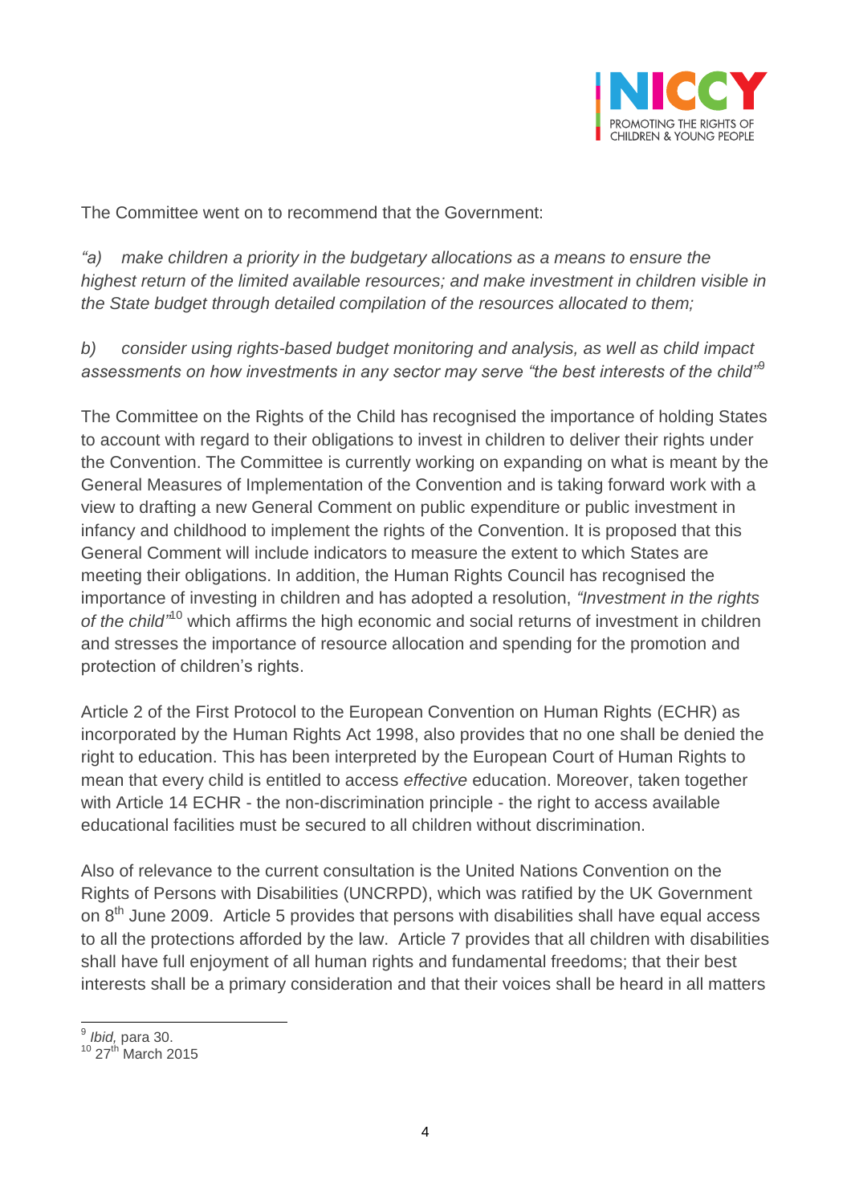The Committee went on to recommend that the Government:

*"a) make children a priority in the budgetary allocations as a means to ensure the highest return of the limited available resources; and make investment in children visible in the State budget through detailed compilation of the resources allocated to them;*

*b) consider using rights-based budget monitoring and analysis, as well as child impact assessments on how investments in any sector may serve "the best interests of the child"*[9]

The Committee on the Rights of the Child has recognised the importance of holding States to account with regard to their obligations to invest in children to deliver their rights under the Convention. The Committee is currently working on expanding on what is meant by the General Measures of Implementation of the Convention and is taking forward work with a view to drafting a new General Comment on public expenditure or public investment in infancy and childhood to implement the rights of the Convention. It is proposed that this General Comment will include indicators to measure the extent to which States are meeting their obligations. In addition, the Human Rights Council has recognised the importance of investing in children and has adopted a resolution, *"Investment in the rights of the child"*[10] which affirms the high economic and social returns of investment in children and stresses the importance of resource allocation and spending for the promotion and protection of children's rights.

Article 2 of the First Protocol to the European Convention on Human Rights (ECHR) as incorporated by the Human Rights Act 1998, also provides that no one shall be denied the right to education. This has been interpreted by the European Court of Human Rights to mean that every child is entitled to access *effective* education. Moreover, taken together with Article 14 ECHR - the non-discrimination principle - the right to access available educational facilities must be secured to all children without discrimination.

Also of relevance to the current consultation is the United Nations Convention on the Rights of Persons with Disabilities (UNCRPD), which was ratified by the UK Government on 8th June 2009. Article 5 provides that persons with disabilities shall have equal access to all the protections afforded by the law. Article 7 provides that all children with disabilities shall have full enjoyment of all human rights and fundamental freedoms; that their best interests shall be a primary consideration and that their voices shall be heard in all matters

---

[9] *Ibid,* para 30.

[10] 27th March 2015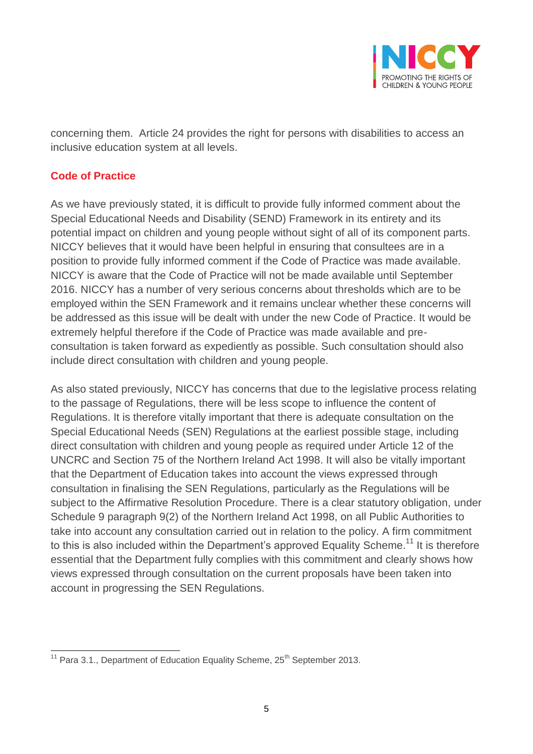concerning them. Article 24 provides the right for persons with disabilities to access an inclusive education system at all levels.

## Code of Practice

As we have previously stated, it is difficult to provide fully informed comment about the Special Educational Needs and Disability (SEND) Framework in its entirety and its potential impact on children and young people without sight of all of its component parts. NICCY believes that it would have been helpful in ensuring that consultees are in a position to provide fully informed comment if the Code of Practice was made available. NICCY is aware that the Code of Practice will not be made available until September 2016. NICCY has a number of very serious concerns about thresholds which are to be employed within the SEN Framework and it remains unclear whether these concerns will be addressed as this issue will be dealt with under the new Code of Practice. It would be extremely helpful therefore if the Code of Practice was made available and pre-consultation is taken forward as expediently as possible. Such consultation should also include direct consultation with children and young people.

As also stated previously, NICCY has concerns that due to the legislative process relating to the passage of Regulations, there will be less scope to influence the content of Regulations. It is therefore vitally important that there is adequate consultation on the Special Educational Needs (SEN) Regulations at the earliest possible stage, including direct consultation with children and young people as required under Article 12 of the UNCRC and Section 75 of the Northern Ireland Act 1998. It will also be vitally important that the Department of Education takes into account the views expressed through consultation in finalising the SEN Regulations, particularly as the Regulations will be subject to the Affirmative Resolution Procedure. There is a clear statutory obligation, under Schedule 9 paragraph 9(2) of the Northern Ireland Act 1998, on all Public Authorities to take into account any consultation carried out in relation to the policy. A firm commitment to this is also included within the Department's approved Equality Scheme.[11] It is therefore essential that the Department fully complies with this commitment and clearly shows how views expressed through consultation on the current proposals have been taken into account in progressing the SEN Regulations.

---

[11] Para 3.1., Department of Education Equality Scheme, 25th September 2013.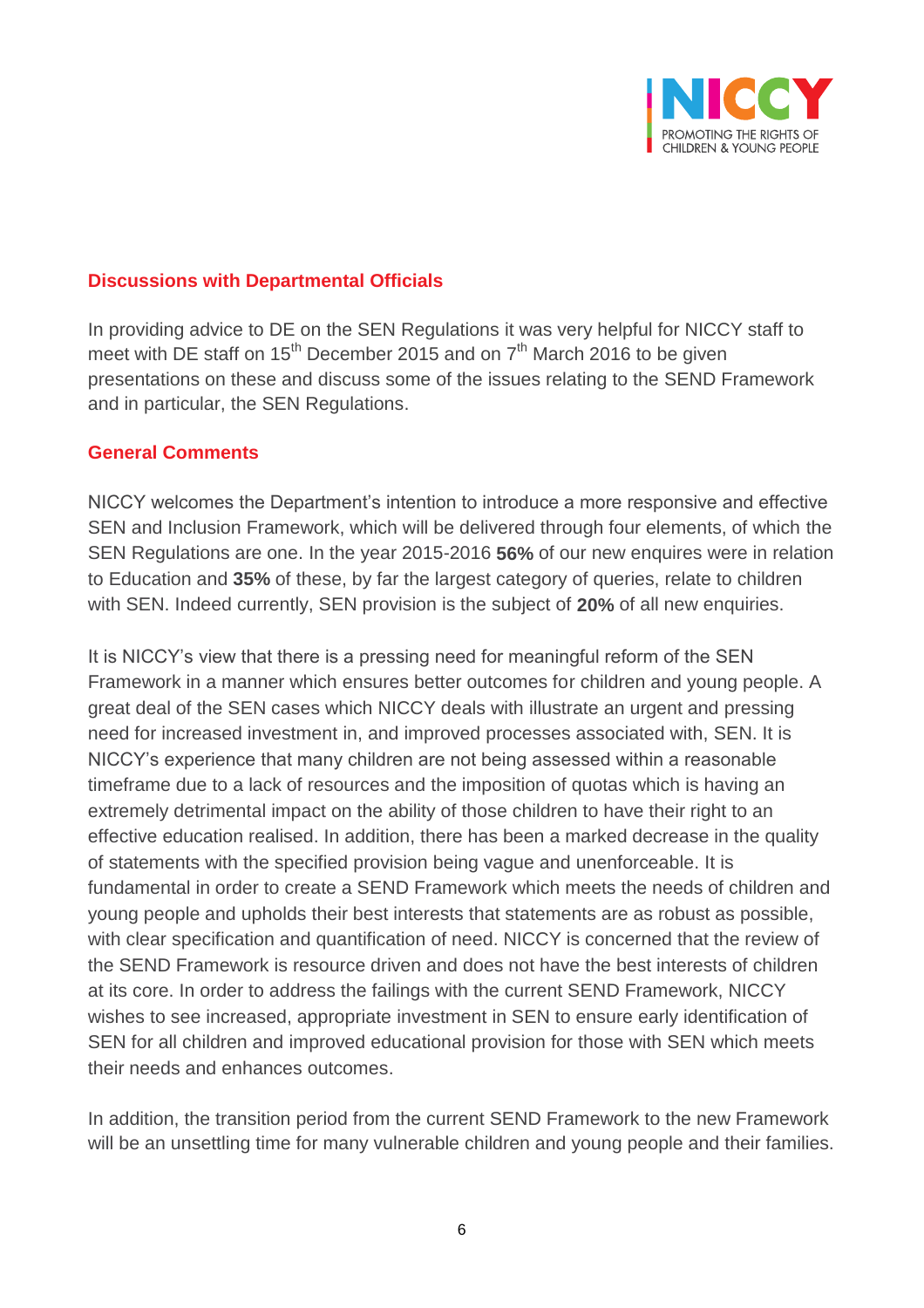## Discussions with Departmental Officials

In providing advice to DE on the SEN Regulations it was very helpful for NICCY staff to meet with DE staff on 15th December 2015 and on 7th March 2016 to be given presentations on these and discuss some of the issues relating to the SEND Framework and in particular, the SEN Regulations.

## General Comments

NICCY welcomes the Department's intention to introduce a more responsive and effective SEN and Inclusion Framework, which will be delivered through four elements, of which the SEN Regulations are one. In the year 2015-2016 **56%** of our new enquires were in relation to Education and **35%** of these, by far the largest category of queries, relate to children with SEN. Indeed currently, SEN provision is the subject of **20%** of all new enquiries.

It is NICCY's view that there is a pressing need for meaningful reform of the SEN Framework in a manner which ensures better outcomes for children and young people. A great deal of the SEN cases which NICCY deals with illustrate an urgent and pressing need for increased investment in, and improved processes associated with, SEN. It is NICCY's experience that many children are not being assessed within a reasonable timeframe due to a lack of resources and the imposition of quotas which is having an extremely detrimental impact on the ability of those children to have their right to an effective education realised. In addition, there has been a marked decrease in the quality of statements with the specified provision being vague and unenforceable. It is fundamental in order to create a SEND Framework which meets the needs of children and young people and upholds their best interests that statements are as robust as possible, with clear specification and quantification of need. NICCY is concerned that the review of the SEND Framework is resource driven and does not have the best interests of children at its core. In order to address the failings with the current SEND Framework, NICCY wishes to see increased, appropriate investment in SEN to ensure early identification of SEN for all children and improved educational provision for those with SEN which meets their needs and enhances outcomes.

In addition, the transition period from the current SEND Framework to the new Framework will be an unsettling time for many vulnerable children and young people and their families.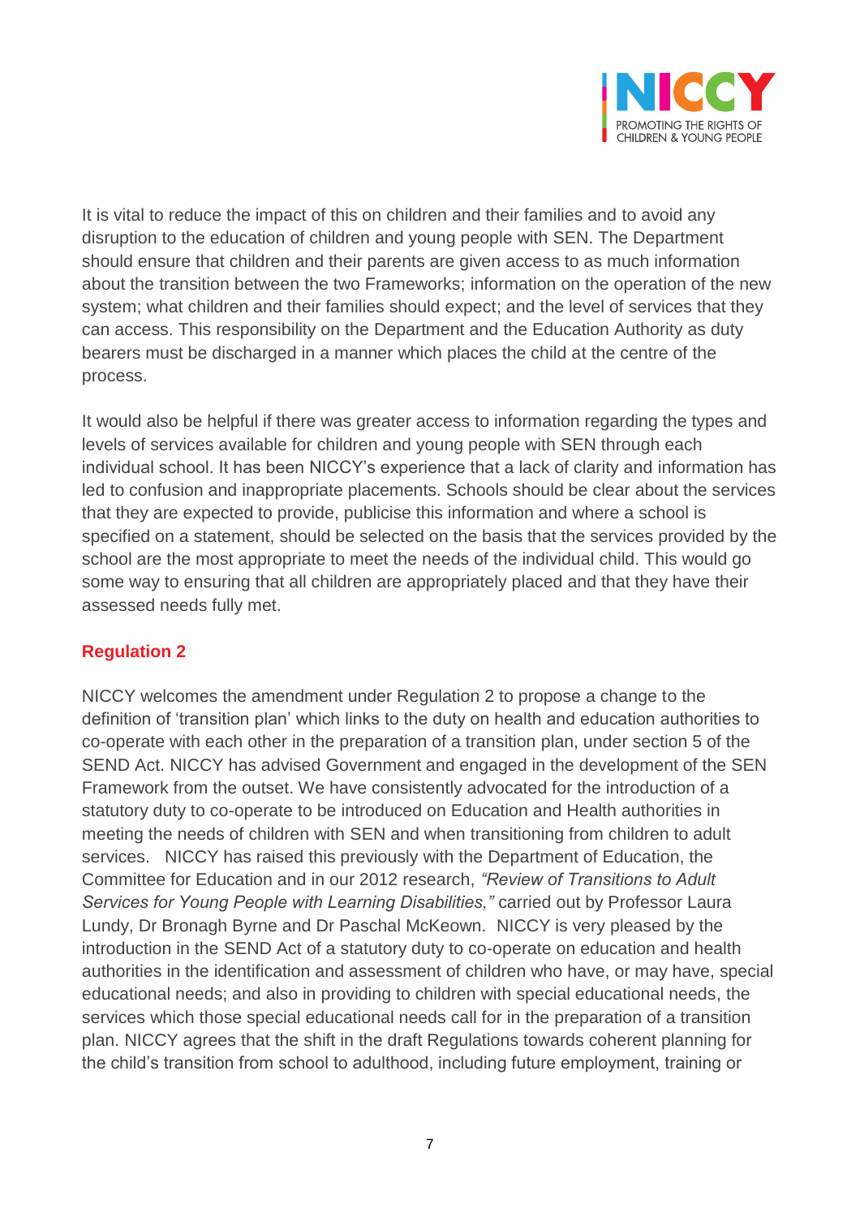It is vital to reduce the impact of this on children and their families and to avoid any disruption to the education of children and young people with SEN. The Department should ensure that children and their parents are given access to as much information about the transition between the two Frameworks; information on the operation of the new system; what children and their families should expect; and the level of services that they can access. This responsibility on the Department and the Education Authority as duty bearers must be discharged in a manner which places the child at the centre of the process.

It would also be helpful if there was greater access to information regarding the types and levels of services available for children and young people with SEN through each individual school. It has been NICCY's experience that a lack of clarity and information has led to confusion and inappropriate placements. Schools should be clear about the services that they are expected to provide, publicise this information and where a school is specified on a statement, should be selected on the basis that the services provided by the school are the most appropriate to meet the needs of the individual child. This would go some way to ensuring that all children are appropriately placed and that they have their assessed needs fully met.

## Regulation 2

NICCY welcomes the amendment under Regulation 2 to propose a change to the definition of 'transition plan' which links to the duty on health and education authorities to co-operate with each other in the preparation of a transition plan, under section 5 of the SEND Act. NICCY has advised Government and engaged in the development of the SEN Framework from the outset. We have consistently advocated for the introduction of a statutory duty to co-operate to be introduced on Education and Health authorities in meeting the needs of children with SEN and when transitioning from children to adult services. NICCY has raised this previously with the Department of Education, the Committee for Education and in our 2012 research, *"Review of Transitions to Adult Services for Young People with Learning Disabilities,"* carried out by Professor Laura Lundy, Dr Bronagh Byrne and Dr Paschal McKeown. NICCY is very pleased by the introduction in the SEND Act of a statutory duty to co-operate on education and health authorities in the identification and assessment of children who have, or may have, special educational needs; and also in providing to children with special educational needs, the services which those special educational needs call for in the preparation of a transition plan. NICCY agrees that the shift in the draft Regulations towards coherent planning for the child's transition from school to adulthood, including future employment, training or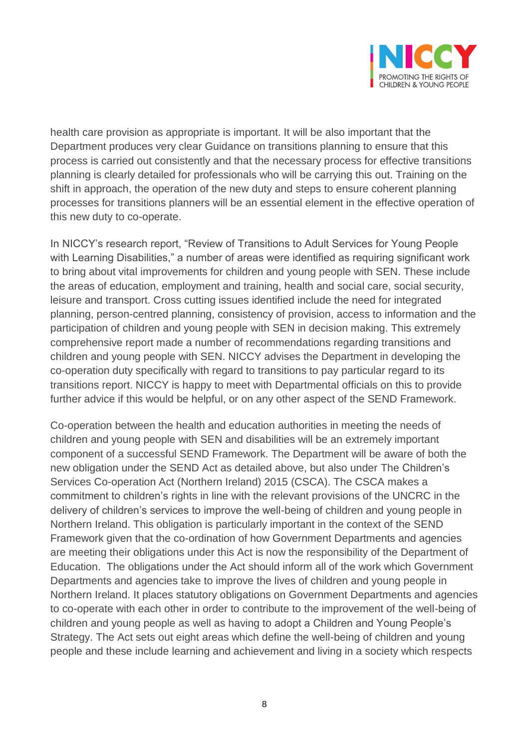health care provision as appropriate is important. It will be also important that the Department produces very clear Guidance on transitions planning to ensure that this process is carried out consistently and that the necessary process for effective transitions planning is clearly detailed for professionals who will be carrying this out. Training on the shift in approach, the operation of the new duty and steps to ensure coherent planning processes for transitions planners will be an essential element in the effective operation of this new duty to co-operate.

In NICCY's research report, "Review of Transitions to Adult Services for Young People with Learning Disabilities," a number of areas were identified as requiring significant work to bring about vital improvements for children and young people with SEN. These include the areas of education, employment and training, health and social care, social security, leisure and transport. Cross cutting issues identified include the need for integrated planning, person-centred planning, consistency of provision, access to information and the participation of children and young people with SEN in decision making. This extremely comprehensive report made a number of recommendations regarding transitions and children and young people with SEN. NICCY advises the Department in developing the co-operation duty specifically with regard to transitions to pay particular regard to its transitions report. NICCY is happy to meet with Departmental officials on this to provide further advice if this would be helpful, or on any other aspect of the SEND Framework.

Co-operation between the health and education authorities in meeting the needs of children and young people with SEN and disabilities will be an extremely important component of a successful SEND Framework. The Department will be aware of both the new obligation under the SEND Act as detailed above, but also under The Children's Services Co-operation Act (Northern Ireland) 2015 (CSCA). The CSCA makes a commitment to children's rights in line with the relevant provisions of the UNCRC in the delivery of children's services to improve the well-being of children and young people in Northern Ireland. This obligation is particularly important in the context of the SEND Framework given that the co-ordination of how Government Departments and agencies are meeting their obligations under this Act is now the responsibility of the Department of Education. The obligations under the Act should inform all of the work which Government Departments and agencies take to improve the lives of children and young people in Northern Ireland. It places statutory obligations on Government Departments and agencies to co-operate with each other in order to contribute to the improvement of the well-being of children and young people as well as having to adopt a Children and Young People's Strategy. The Act sets out eight areas which define the well-being of children and young people and these include learning and achievement and living in a society which respects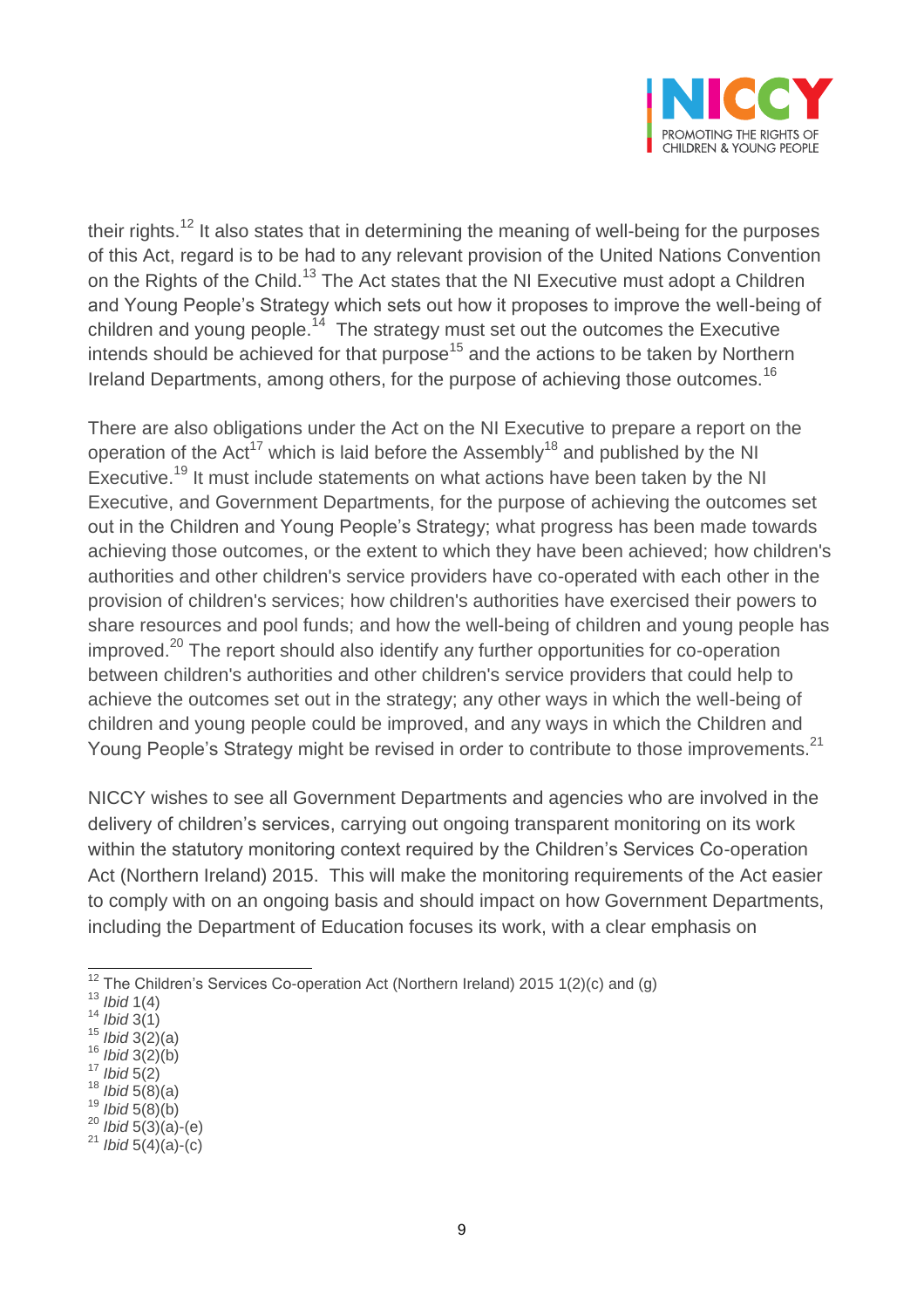their rights.[12] It also states that in determining the meaning of well-being for the purposes of this Act, regard is to be had to any relevant provision of the United Nations Convention on the Rights of the Child.[13] The Act states that the NI Executive must adopt a Children and Young People's Strategy which sets out how it proposes to improve the well-being of children and young people.[14] The strategy must set out the outcomes the Executive intends should be achieved for that purpose[15] and the actions to be taken by Northern Ireland Departments, among others, for the purpose of achieving those outcomes.[16]

There are also obligations under the Act on the NI Executive to prepare a report on the operation of the Act[17] which is laid before the Assembly[18] and published by the NI Executive.[19] It must include statements on what actions have been taken by the NI Executive, and Government Departments, for the purpose of achieving the outcomes set out in the Children and Young People's Strategy; what progress has been made towards achieving those outcomes, or the extent to which they have been achieved; how children's authorities and other children's service providers have co-operated with each other in the provision of children's services; how children's authorities have exercised their powers to share resources and pool funds; and how the well-being of children and young people has improved.[20] The report should also identify any further opportunities for co-operation between children's authorities and other children's service providers that could help to achieve the outcomes set out in the strategy; any other ways in which the well-being of children and young people could be improved, and any ways in which the Children and Young People's Strategy might be revised in order to contribute to those improvements.[21]

NICCY wishes to see all Government Departments and agencies who are involved in the delivery of children's services, carrying out ongoing transparent monitoring on its work within the statutory monitoring context required by the Children's Services Co-operation Act (Northern Ireland) 2015. This will make the monitoring requirements of the Act easier to comply with on an ongoing basis and should impact on how Government Departments, including the Department of Education focuses its work, with a clear emphasis on

---

[12] The Children's Services Co-operation Act (Northern Ireland) 2015 1(2)(c) and (g)
[13] *Ibid* 1(4)
[14] *Ibid* 3(1)
[15] *Ibid* 3(2)(a)
[16] *Ibid* 3(2)(b)
[17] *Ibid* 5(2)
[18] *Ibid* 5(8)(a)
[19] *Ibid* 5(8)(b)
[20] *Ibid* 5(3)(a)-(e)
[21] *Ibid* 5(4)(a)-(c)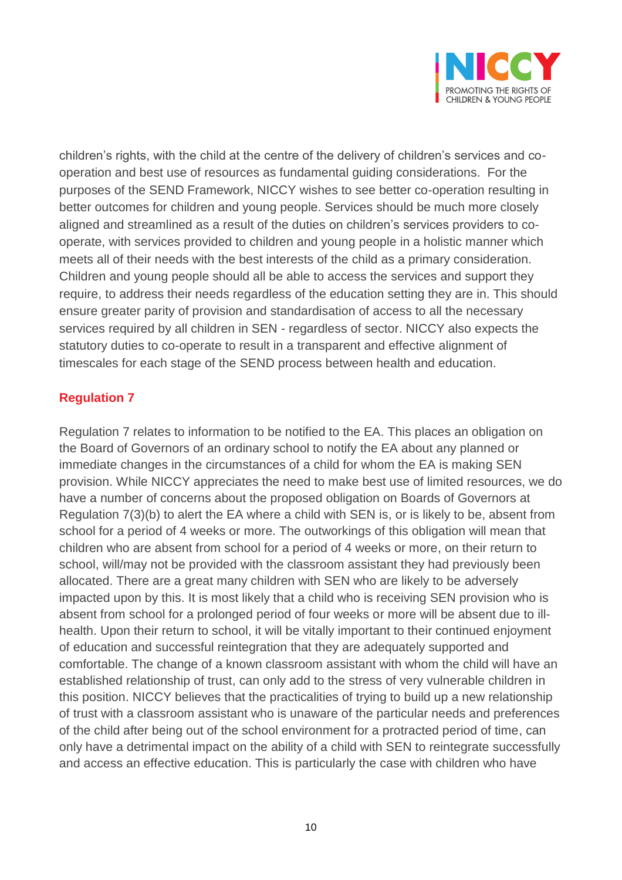children's rights, with the child at the centre of the delivery of children's services and co-operation and best use of resources as fundamental guiding considerations. For the purposes of the SEND Framework, NICCY wishes to see better co-operation resulting in better outcomes for children and young people. Services should be much more closely aligned and streamlined as a result of the duties on children's services providers to co-operate, with services provided to children and young people in a holistic manner which meets all of their needs with the best interests of the child as a primary consideration. Children and young people should all be able to access the services and support they require, to address their needs regardless of the education setting they are in. This should ensure greater parity of provision and standardisation of access to all the necessary services required by all children in SEN - regardless of sector. NICCY also expects the statutory duties to co-operate to result in a transparent and effective alignment of timescales for each stage of the SEND process between health and education.

## Regulation 7

Regulation 7 relates to information to be notified to the EA. This places an obligation on the Board of Governors of an ordinary school to notify the EA about any planned or immediate changes in the circumstances of a child for whom the EA is making SEN provision. While NICCY appreciates the need to make best use of limited resources, we do have a number of concerns about the proposed obligation on Boards of Governors at Regulation 7(3)(b) to alert the EA where a child with SEN is, or is likely to be, absent from school for a period of 4 weeks or more. The outworkings of this obligation will mean that children who are absent from school for a period of 4 weeks or more, on their return to school, will/may not be provided with the classroom assistant they had previously been allocated. There are a great many children with SEN who are likely to be adversely impacted upon by this. It is most likely that a child who is receiving SEN provision who is absent from school for a prolonged period of four weeks or more will be absent due to ill-health. Upon their return to school, it will be vitally important to their continued enjoyment of education and successful reintegration that they are adequately supported and comfortable. The change of a known classroom assistant with whom the child will have an established relationship of trust, can only add to the stress of very vulnerable children in this position. NICCY believes that the practicalities of trying to build up a new relationship of trust with a classroom assistant who is unaware of the particular needs and preferences of the child after being out of the school environment for a protracted period of time, can only have a detrimental impact on the ability of a child with SEN to reintegrate successfully and access an effective education. This is particularly the case with children who have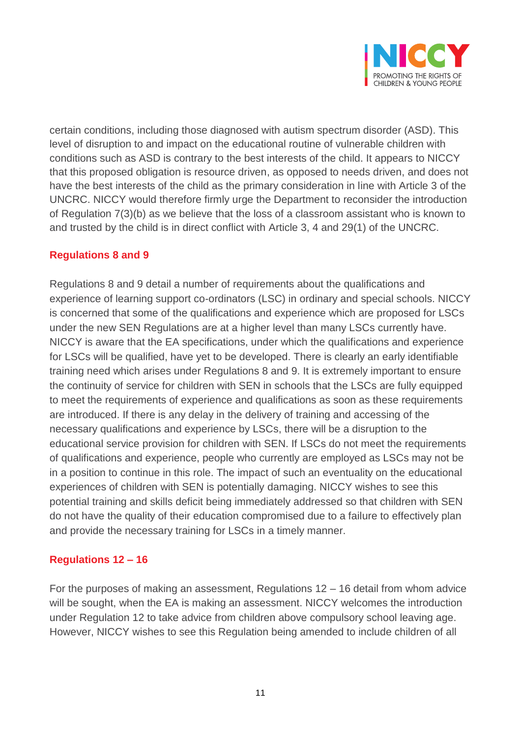certain conditions, including those diagnosed with autism spectrum disorder (ASD). This level of disruption to and impact on the educational routine of vulnerable children with conditions such as ASD is contrary to the best interests of the child. It appears to NICCY that this proposed obligation is resource driven, as opposed to needs driven, and does not have the best interests of the child as the primary consideration in line with Article 3 of the UNCRC. NICCY would therefore firmly urge the Department to reconsider the introduction of Regulation 7(3)(b) as we believe that the loss of a classroom assistant who is known to and trusted by the child is in direct conflict with Article 3, 4 and 29(1) of the UNCRC.

## Regulations 8 and 9

Regulations 8 and 9 detail a number of requirements about the qualifications and experience of learning support co-ordinators (LSC) in ordinary and special schools. NICCY is concerned that some of the qualifications and experience which are proposed for LSCs under the new SEN Regulations are at a higher level than many LSCs currently have. NICCY is aware that the EA specifications, under which the qualifications and experience for LSCs will be qualified, have yet to be developed. There is clearly an early identifiable training need which arises under Regulations 8 and 9. It is extremely important to ensure the continuity of service for children with SEN in schools that the LSCs are fully equipped to meet the requirements of experience and qualifications as soon as these requirements are introduced. If there is any delay in the delivery of training and accessing of the necessary qualifications and experience by LSCs, there will be a disruption to the educational service provision for children with SEN. If LSCs do not meet the requirements of qualifications and experience, people who currently are employed as LSCs may not be in a position to continue in this role. The impact of such an eventuality on the educational experiences of children with SEN is potentially damaging. NICCY wishes to see this potential training and skills deficit being immediately addressed so that children with SEN do not have the quality of their education compromised due to a failure to effectively plan and provide the necessary training for LSCs in a timely manner.

## Regulations 12 – 16

For the purposes of making an assessment, Regulations 12 – 16 detail from whom advice will be sought, when the EA is making an assessment. NICCY welcomes the introduction under Regulation 12 to take advice from children above compulsory school leaving age. However, NICCY wishes to see this Regulation being amended to include children of all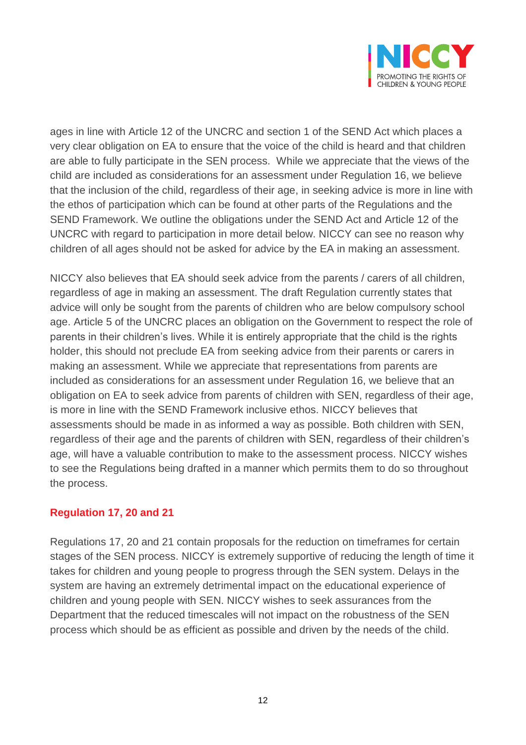ages in line with Article 12 of the UNCRC and section 1 of the SEND Act which places a very clear obligation on EA to ensure that the voice of the child is heard and that children are able to fully participate in the SEN process.  While we appreciate that the views of the child are included as considerations for an assessment under Regulation 16, we believe that the inclusion of the child, regardless of their age, in seeking advice is more in line with the ethos of participation which can be found at other parts of the Regulations and the SEND Framework. We outline the obligations under the SEND Act and Article 12 of the UNCRC with regard to participation in more detail below. NICCY can see no reason why children of all ages should not be asked for advice by the EA in making an assessment.

NICCY also believes that EA should seek advice from the parents / carers of all children, regardless of age in making an assessment. The draft Regulation currently states that advice will only be sought from the parents of children who are below compulsory school age. Article 5 of the UNCRC places an obligation on the Government to respect the role of parents in their children's lives. While it is entirely appropriate that the child is the rights holder, this should not preclude EA from seeking advice from their parents or carers in making an assessment. While we appreciate that representations from parents are included as considerations for an assessment under Regulation 16, we believe that an obligation on EA to seek advice from parents of children with SEN, regardless of their age, is more in line with the SEND Framework inclusive ethos. NICCY believes that assessments should be made in as informed a way as possible. Both children with SEN, regardless of their age and the parents of children with SEN, regardless of their children's age, will have a valuable contribution to make to the assessment process. NICCY wishes to see the Regulations being drafted in a manner which permits them to do so throughout the process.

### Regulation 17, 20 and 21

Regulations 17, 20 and 21 contain proposals for the reduction on timeframes for certain stages of the SEN process. NICCY is extremely supportive of reducing the length of time it takes for children and young people to progress through the SEN system. Delays in the system are having an extremely detrimental impact on the educational experience of children and young people with SEN. NICCY wishes to seek assurances from the Department that the reduced timescales will not impact on the robustness of the SEN process which should be as efficient as possible and driven by the needs of the child.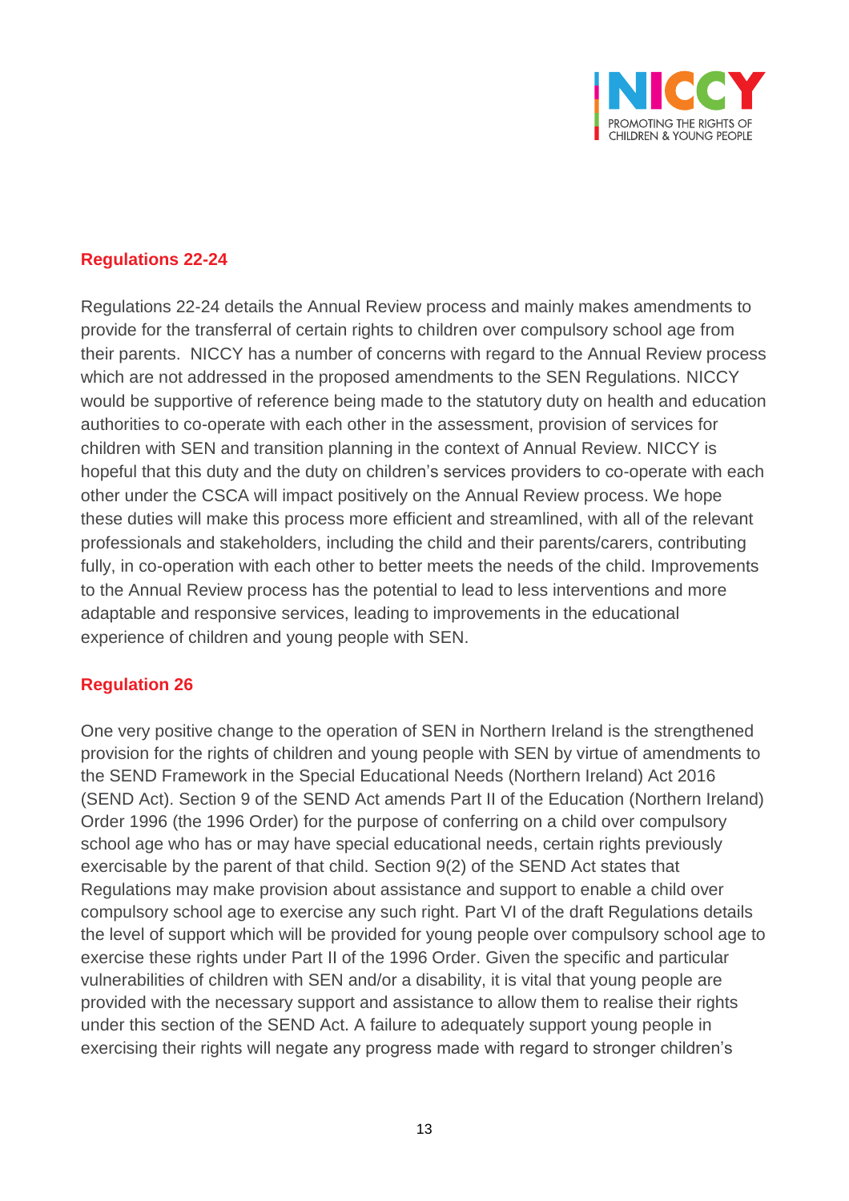## Regulations 22-24

Regulations 22-24 details the Annual Review process and mainly makes amendments to provide for the transferral of certain rights to children over compulsory school age from their parents. NICCY has a number of concerns with regard to the Annual Review process which are not addressed in the proposed amendments to the SEN Regulations. NICCY would be supportive of reference being made to the statutory duty on health and education authorities to co-operate with each other in the assessment, provision of services for children with SEN and transition planning in the context of Annual Review. NICCY is hopeful that this duty and the duty on children's services providers to co-operate with each other under the CSCA will impact positively on the Annual Review process. We hope these duties will make this process more efficient and streamlined, with all of the relevant professionals and stakeholders, including the child and their parents/carers, contributing fully, in co-operation with each other to better meets the needs of the child. Improvements to the Annual Review process has the potential to lead to less interventions and more adaptable and responsive services, leading to improvements in the educational experience of children and young people with SEN.

## Regulation 26

One very positive change to the operation of SEN in Northern Ireland is the strengthened provision for the rights of children and young people with SEN by virtue of amendments to the SEND Framework in the Special Educational Needs (Northern Ireland) Act 2016 (SEND Act). Section 9 of the SEND Act amends Part II of the Education (Northern Ireland) Order 1996 (the 1996 Order) for the purpose of conferring on a child over compulsory school age who has or may have special educational needs, certain rights previously exercisable by the parent of that child. Section 9(2) of the SEND Act states that Regulations may make provision about assistance and support to enable a child over compulsory school age to exercise any such right. Part VI of the draft Regulations details the level of support which will be provided for young people over compulsory school age to exercise these rights under Part II of the 1996 Order. Given the specific and particular vulnerabilities of children with SEN and/or a disability, it is vital that young people are provided with the necessary support and assistance to allow them to realise their rights under this section of the SEND Act. A failure to adequately support young people in exercising their rights will negate any progress made with regard to stronger children's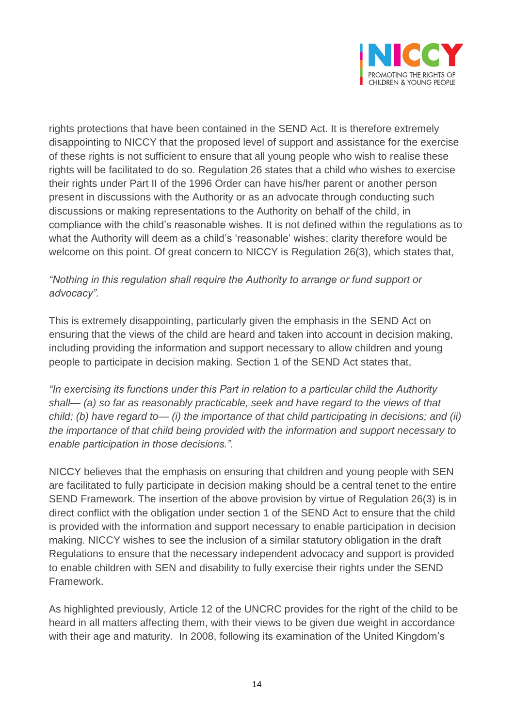rights protections that have been contained in the SEND Act. It is therefore extremely disappointing to NICCY that the proposed level of support and assistance for the exercise of these rights is not sufficient to ensure that all young people who wish to realise these rights will be facilitated to do so. Regulation 26 states that a child who wishes to exercise their rights under Part II of the 1996 Order can have his/her parent or another person present in discussions with the Authority or as an advocate through conducting such discussions or making representations to the Authority on behalf of the child, in compliance with the child's reasonable wishes. It is not defined within the regulations as to what the Authority will deem as a child's 'reasonable' wishes; clarity therefore would be welcome on this point. Of great concern to NICCY is Regulation 26(3), which states that,

*"Nothing in this regulation shall require the Authority to arrange or fund support or advocacy".*

This is extremely disappointing, particularly given the emphasis in the SEND Act on ensuring that the views of the child are heard and taken into account in decision making, including providing the information and support necessary to allow children and young people to participate in decision making. Section 1 of the SEND Act states that,

*"In exercising its functions under this Part in relation to a particular child the Authority shall— (a) so far as reasonably practicable, seek and have regard to the views of that child; (b) have regard to— (i) the importance of that child participating in decisions; and (ii) the importance of that child being provided with the information and support necessary to enable participation in those decisions.".*

NICCY believes that the emphasis on ensuring that children and young people with SEN are facilitated to fully participate in decision making should be a central tenet to the entire SEND Framework. The insertion of the above provision by virtue of Regulation 26(3) is in direct conflict with the obligation under section 1 of the SEND Act to ensure that the child is provided with the information and support necessary to enable participation in decision making. NICCY wishes to see the inclusion of a similar statutory obligation in the draft Regulations to ensure that the necessary independent advocacy and support is provided to enable children with SEN and disability to fully exercise their rights under the SEND Framework.

As highlighted previously, Article 12 of the UNCRC provides for the right of the child to be heard in all matters affecting them, with their views to be given due weight in accordance with their age and maturity. In 2008, following its examination of the United Kingdom's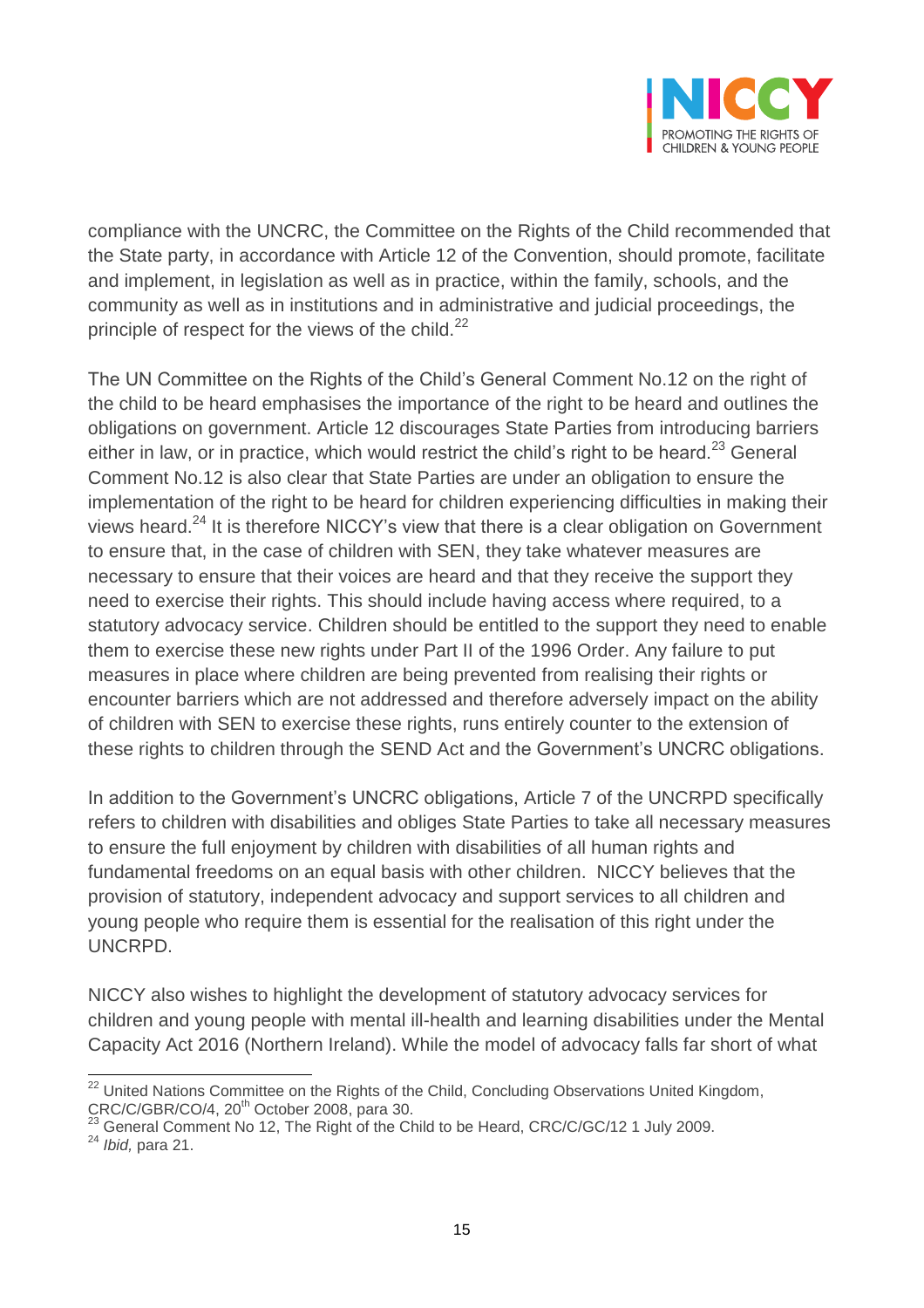compliance with the UNCRC, the Committee on the Rights of the Child recommended that the State party, in accordance with Article 12 of the Convention, should promote, facilitate and implement, in legislation as well as in practice, within the family, schools, and the community as well as in institutions and in administrative and judicial proceedings, the principle of respect for the views of the child.[22]

The UN Committee on the Rights of the Child's General Comment No.12 on the right of the child to be heard emphasises the importance of the right to be heard and outlines the obligations on government. Article 12 discourages State Parties from introducing barriers either in law, or in practice, which would restrict the child's right to be heard.[23] General Comment No.12 is also clear that State Parties are under an obligation to ensure the implementation of the right to be heard for children experiencing difficulties in making their views heard.[24] It is therefore NICCY's view that there is a clear obligation on Government to ensure that, in the case of children with SEN, they take whatever measures are necessary to ensure that their voices are heard and that they receive the support they need to exercise their rights. This should include having access where required, to a statutory advocacy service. Children should be entitled to the support they need to enable them to exercise these new rights under Part II of the 1996 Order. Any failure to put measures in place where children are being prevented from realising their rights or encounter barriers which are not addressed and therefore adversely impact on the ability of children with SEN to exercise these rights, runs entirely counter to the extension of these rights to children through the SEND Act and the Government's UNCRC obligations.

In addition to the Government's UNCRC obligations, Article 7 of the UNCRPD specifically refers to children with disabilities and obliges State Parties to take all necessary measures to ensure the full enjoyment by children with disabilities of all human rights and fundamental freedoms on an equal basis with other children. NICCY believes that the provision of statutory, independent advocacy and support services to all children and young people who require them is essential for the realisation of this right under the UNCRPD.

NICCY also wishes to highlight the development of statutory advocacy services for children and young people with mental ill-health and learning disabilities under the Mental Capacity Act 2016 (Northern Ireland). While the model of advocacy falls far short of what

---

[22] United Nations Committee on the Rights of the Child, Concluding Observations United Kingdom, CRC/C/GBR/CO/4, 20th October 2008, para 30.

[23] General Comment No 12, The Right of the Child to be Heard, CRC/C/GC/12 1 July 2009.

[24] *Ibid,* para 21.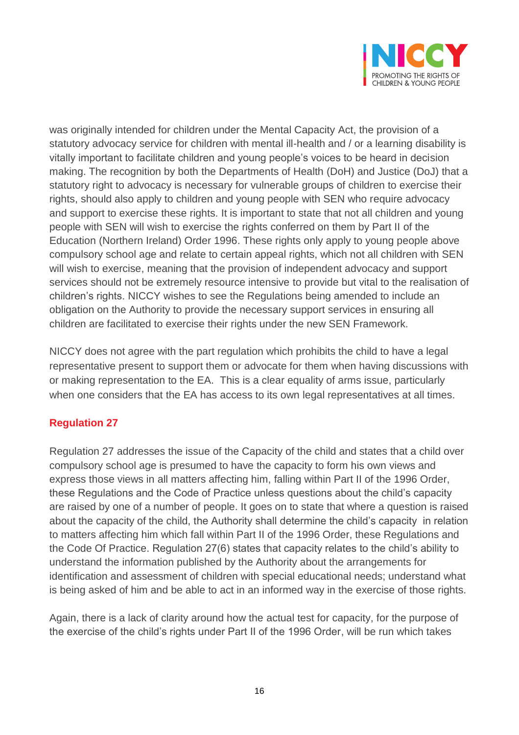was originally intended for children under the Mental Capacity Act, the provision of a statutory advocacy service for children with mental ill-health and / or a learning disability is vitally important to facilitate children and young people's voices to be heard in decision making. The recognition by both the Departments of Health (DoH) and Justice (DoJ) that a statutory right to advocacy is necessary for vulnerable groups of children to exercise their rights, should also apply to children and young people with SEN who require advocacy and support to exercise these rights. It is important to state that not all children and young people with SEN will wish to exercise the rights conferred on them by Part II of the Education (Northern Ireland) Order 1996. These rights only apply to young people above compulsory school age and relate to certain appeal rights, which not all children with SEN will wish to exercise, meaning that the provision of independent advocacy and support services should not be extremely resource intensive to provide but vital to the realisation of children's rights. NICCY wishes to see the Regulations being amended to include an obligation on the Authority to provide the necessary support services in ensuring all children are facilitated to exercise their rights under the new SEN Framework.

NICCY does not agree with the part regulation which prohibits the child to have a legal representative present to support them or advocate for them when having discussions with or making representation to the EA. This is a clear equality of arms issue, particularly when one considers that the EA has access to its own legal representatives at all times.

## Regulation 27

Regulation 27 addresses the issue of the Capacity of the child and states that a child over compulsory school age is presumed to have the capacity to form his own views and express those views in all matters affecting him, falling within Part II of the 1996 Order, these Regulations and the Code of Practice unless questions about the child's capacity are raised by one of a number of people. It goes on to state that where a question is raised about the capacity of the child, the Authority shall determine the child's capacity in relation to matters affecting him which fall within Part II of the 1996 Order, these Regulations and the Code Of Practice. Regulation 27(6) states that capacity relates to the child's ability to understand the information published by the Authority about the arrangements for identification and assessment of children with special educational needs; understand what is being asked of him and be able to act in an informed way in the exercise of those rights.

Again, there is a lack of clarity around how the actual test for capacity, for the purpose of the exercise of the child's rights under Part II of the 1996 Order, will be run which takes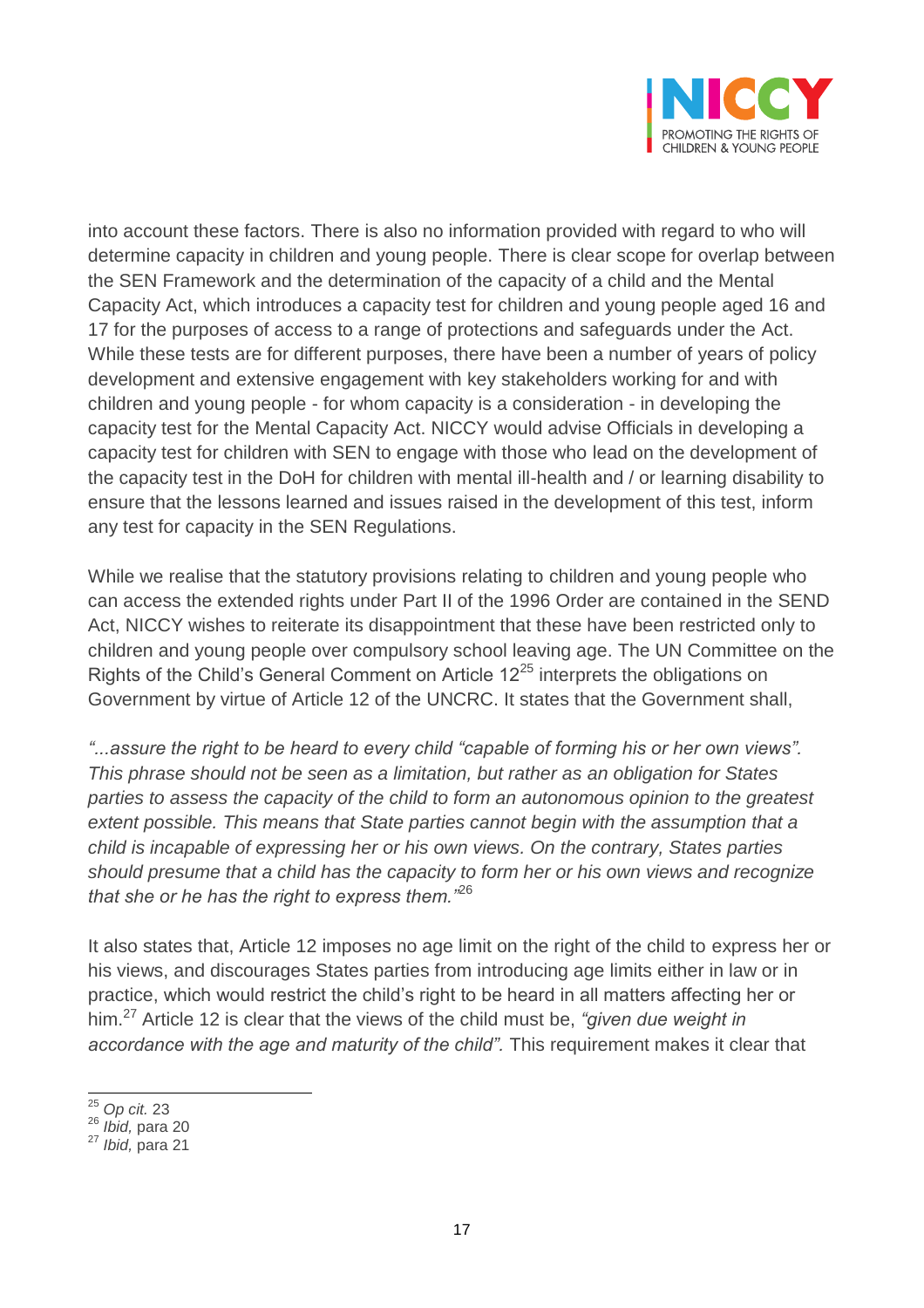into account these factors. There is also no information provided with regard to who will determine capacity in children and young people. There is clear scope for overlap between the SEN Framework and the determination of the capacity of a child and the Mental Capacity Act, which introduces a capacity test for children and young people aged 16 and 17 for the purposes of access to a range of protections and safeguards under the Act. While these tests are for different purposes, there have been a number of years of policy development and extensive engagement with key stakeholders working for and with children and young people - for whom capacity is a consideration - in developing the capacity test for the Mental Capacity Act. NICCY would advise Officials in developing a capacity test for children with SEN to engage with those who lead on the development of the capacity test in the DoH for children with mental ill-health and / or learning disability to ensure that the lessons learned and issues raised in the development of this test, inform any test for capacity in the SEN Regulations.

While we realise that the statutory provisions relating to children and young people who can access the extended rights under Part II of the 1996 Order are contained in the SEND Act, NICCY wishes to reiterate its disappointment that these have been restricted only to children and young people over compulsory school leaving age. The UN Committee on the Rights of the Child's General Comment on Article 12[25] interprets the obligations on Government by virtue of Article 12 of the UNCRC. It states that the Government shall,

*"...assure the right to be heard to every child "capable of forming his or her own views". This phrase should not be seen as a limitation, but rather as an obligation for States parties to assess the capacity of the child to form an autonomous opinion to the greatest extent possible. This means that State parties cannot begin with the assumption that a child is incapable of expressing her or his own views. On the contrary, States parties should presume that a child has the capacity to form her or his own views and recognize that she or he has the right to express them."*[26]

It also states that, Article 12 imposes no age limit on the right of the child to express her or his views, and discourages States parties from introducing age limits either in law or in practice, which would restrict the child's right to be heard in all matters affecting her or him.[27] Article 12 is clear that the views of the child must be, *"given due weight in accordance with the age and maturity of the child".* This requirement makes it clear that

---

[25] *Op cit.* 23

[26] *Ibid,* para 20

[27] *Ibid,* para 21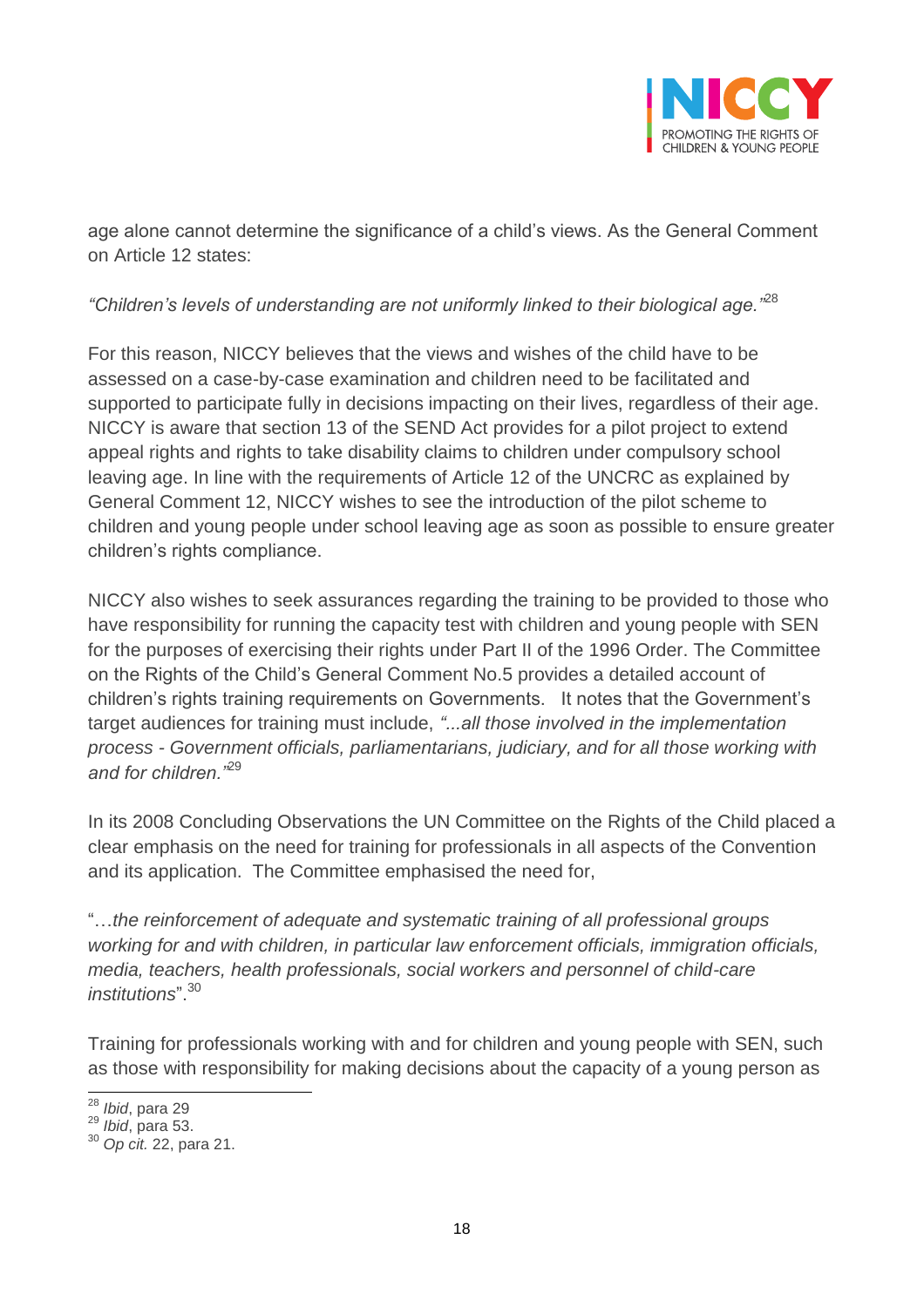age alone cannot determine the significance of a child's views. As the General Comment on Article 12 states:

*"Children's levels of understanding are not uniformly linked to their biological age."*[28]

For this reason, NICCY believes that the views and wishes of the child have to be assessed on a case-by-case examination and children need to be facilitated and supported to participate fully in decisions impacting on their lives, regardless of their age. NICCY is aware that section 13 of the SEND Act provides for a pilot project to extend appeal rights and rights to take disability claims to children under compulsory school leaving age. In line with the requirements of Article 12 of the UNCRC as explained by General Comment 12, NICCY wishes to see the introduction of the pilot scheme to children and young people under school leaving age as soon as possible to ensure greater children's rights compliance.

NICCY also wishes to seek assurances regarding the training to be provided to those who have responsibility for running the capacity test with children and young people with SEN for the purposes of exercising their rights under Part II of the 1996 Order. The Committee on the Rights of the Child's General Comment No.5 provides a detailed account of children's rights training requirements on Governments. It notes that the Government's target audiences for training must include, *"...all those involved in the implementation process - Government officials, parliamentarians, judiciary, and for all those working with and for children."*[29]

In its 2008 Concluding Observations the UN Committee on the Rights of the Child placed a clear emphasis on the need for training for professionals in all aspects of the Convention and its application. The Committee emphasised the need for,

"…*the reinforcement of adequate and systematic training of all professional groups working for and with children, in particular law enforcement officials, immigration officials, media, teachers, health professionals, social workers and personnel of child-care institutions*".[30]

Training for professionals working with and for children and young people with SEN, such as those with responsibility for making decisions about the capacity of a young person as

---

[28] *Ibid*, para 29
[29] *Ibid*, para 53.
[30] *Op cit.* 22, para 21.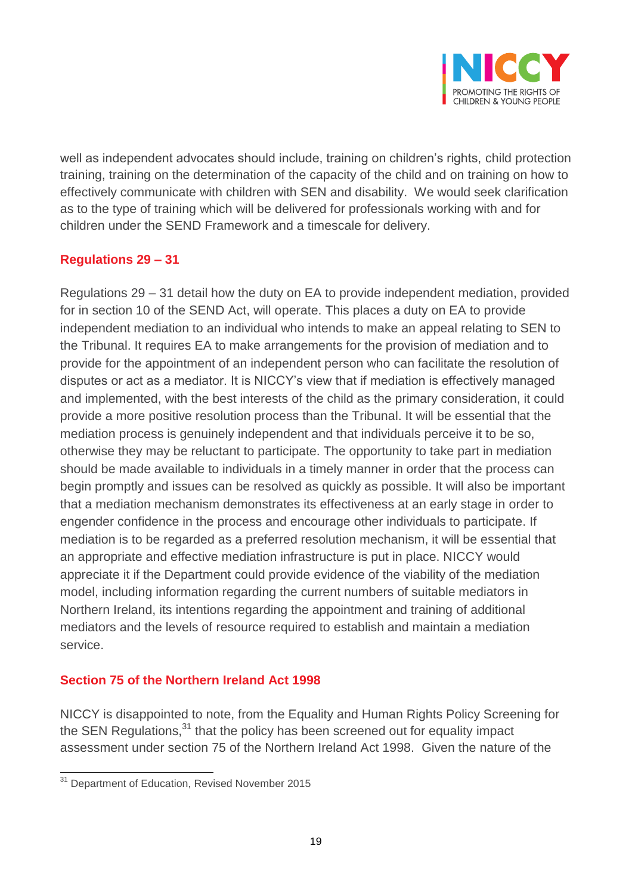well as independent advocates should include, training on children's rights, child protection training, training on the determination of the capacity of the child and on training on how to effectively communicate with children with SEN and disability. We would seek clarification as to the type of training which will be delivered for professionals working with and for children under the SEND Framework and a timescale for delivery.

## Regulations 29 – 31

Regulations 29 – 31 detail how the duty on EA to provide independent mediation, provided for in section 10 of the SEND Act, will operate. This places a duty on EA to provide independent mediation to an individual who intends to make an appeal relating to SEN to the Tribunal. It requires EA to make arrangements for the provision of mediation and to provide for the appointment of an independent person who can facilitate the resolution of disputes or act as a mediator. It is NICCY's view that if mediation is effectively managed and implemented, with the best interests of the child as the primary consideration, it could provide a more positive resolution process than the Tribunal. It will be essential that the mediation process is genuinely independent and that individuals perceive it to be so, otherwise they may be reluctant to participate. The opportunity to take part in mediation should be made available to individuals in a timely manner in order that the process can begin promptly and issues can be resolved as quickly as possible. It will also be important that a mediation mechanism demonstrates its effectiveness at an early stage in order to engender confidence in the process and encourage other individuals to participate. If mediation is to be regarded as a preferred resolution mechanism, it will be essential that an appropriate and effective mediation infrastructure is put in place. NICCY would appreciate it if the Department could provide evidence of the viability of the mediation model, including information regarding the current numbers of suitable mediators in Northern Ireland, its intentions regarding the appointment and training of additional mediators and the levels of resource required to establish and maintain a mediation service.

## Section 75 of the Northern Ireland Act 1998

NICCY is disappointed to note, from the Equality and Human Rights Policy Screening for the SEN Regulations,[31] that the policy has been screened out for equality impact assessment under section 75 of the Northern Ireland Act 1998. Given the nature of the

[31] Department of Education, Revised November 2015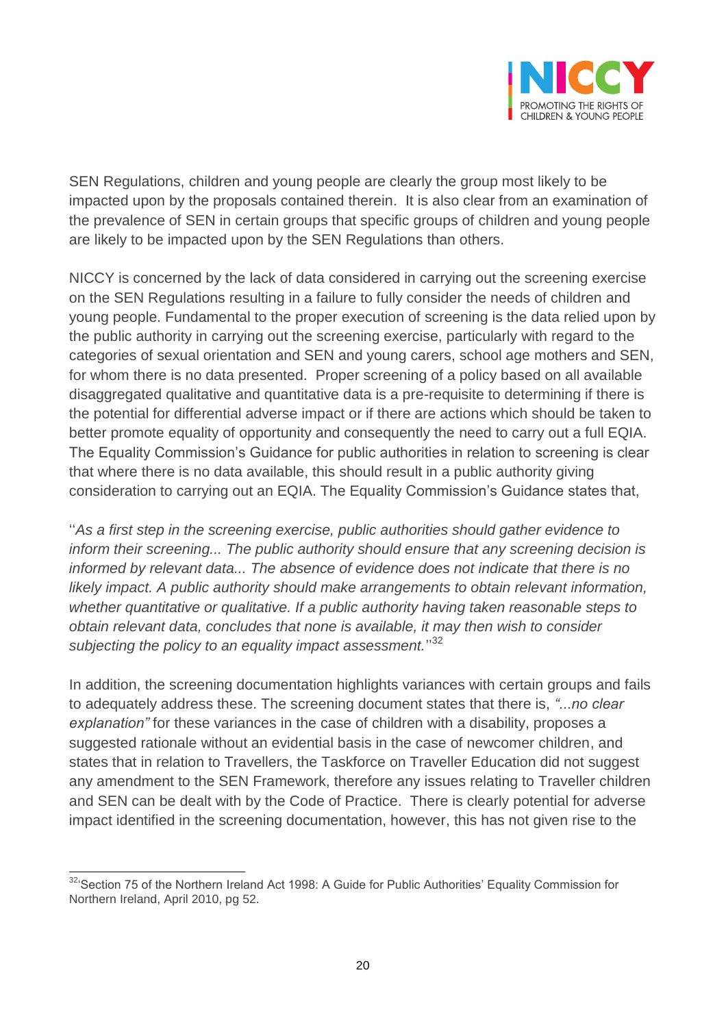SEN Regulations, children and young people are clearly the group most likely to be impacted upon by the proposals contained therein. It is also clear from an examination of the prevalence of SEN in certain groups that specific groups of children and young people are likely to be impacted upon by the SEN Regulations than others.

NICCY is concerned by the lack of data considered in carrying out the screening exercise on the SEN Regulations resulting in a failure to fully consider the needs of children and young people. Fundamental to the proper execution of screening is the data relied upon by the public authority in carrying out the screening exercise, particularly with regard to the categories of sexual orientation and SEN and young carers, school age mothers and SEN, for whom there is no data presented. Proper screening of a policy based on all available disaggregated qualitative and quantitative data is a pre-requisite to determining if there is the potential for differential adverse impact or if there are actions which should be taken to better promote equality of opportunity and consequently the need to carry out a full EQIA. The Equality Commission's Guidance for public authorities in relation to screening is clear that where there is no data available, this should result in a public authority giving consideration to carrying out an EQIA. The Equality Commission's Guidance states that,

''*As a first step in the screening exercise, public authorities should gather evidence to inform their screening... The public authority should ensure that any screening decision is informed by relevant data... The absence of evidence does not indicate that there is no likely impact. A public authority should make arrangements to obtain relevant information, whether quantitative or qualitative. If a public authority having taken reasonable steps to obtain relevant data, concludes that none is available, it may then wish to consider subjecting the policy to an equality impact assessment.*''[32]

In addition, the screening documentation highlights variances with certain groups and fails to adequately address these. The screening document states that there is, *"...no clear explanation"* for these variances in the case of children with a disability, proposes a suggested rationale without an evidential basis in the case of newcomer children, and states that in relation to Travellers, the Taskforce on Traveller Education did not suggest any amendment to the SEN Framework, therefore any issues relating to Traveller children and SEN can be dealt with by the Code of Practice. There is clearly potential for adverse impact identified in the screening documentation, however, this has not given rise to the

---

[32] 'Section 75 of the Northern Ireland Act 1998: A Guide for Public Authorities' Equality Commission for Northern Ireland, April 2010, pg 52.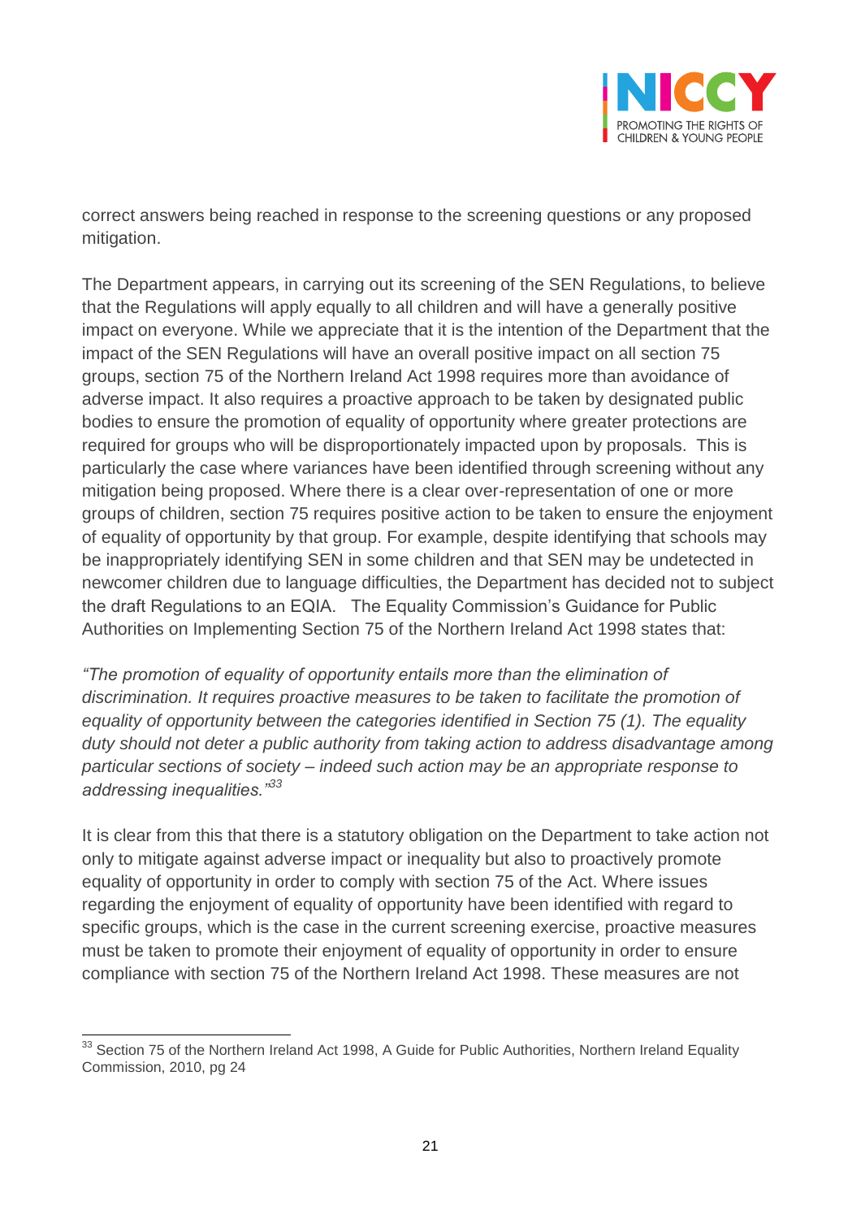correct answers being reached in response to the screening questions or any proposed mitigation.

The Department appears, in carrying out its screening of the SEN Regulations, to believe that the Regulations will apply equally to all children and will have a generally positive impact on everyone. While we appreciate that it is the intention of the Department that the impact of the SEN Regulations will have an overall positive impact on all section 75 groups, section 75 of the Northern Ireland Act 1998 requires more than avoidance of adverse impact. It also requires a proactive approach to be taken by designated public bodies to ensure the promotion of equality of opportunity where greater protections are required for groups who will be disproportionately impacted upon by proposals. This is particularly the case where variances have been identified through screening without any mitigation being proposed. Where there is a clear over-representation of one or more groups of children, section 75 requires positive action to be taken to ensure the enjoyment of equality of opportunity by that group. For example, despite identifying that schools may be inappropriately identifying SEN in some children and that SEN may be undetected in newcomer children due to language difficulties, the Department has decided not to subject the draft Regulations to an EQIA. The Equality Commission's Guidance for Public Authorities on Implementing Section 75 of the Northern Ireland Act 1998 states that:

*"The promotion of equality of opportunity entails more than the elimination of discrimination. It requires proactive measures to be taken to facilitate the promotion of equality of opportunity between the categories identified in Section 75 (1). The equality duty should not deter a public authority from taking action to address disadvantage among particular sections of society – indeed such action may be an appropriate response to addressing inequalities."*[33]

It is clear from this that there is a statutory obligation on the Department to take action not only to mitigate against adverse impact or inequality but also to proactively promote equality of opportunity in order to comply with section 75 of the Act. Where issues regarding the enjoyment of equality of opportunity have been identified with regard to specific groups, which is the case in the current screening exercise, proactive measures must be taken to promote their enjoyment of equality of opportunity in order to ensure compliance with section 75 of the Northern Ireland Act 1998. These measures are not

---

[33] Section 75 of the Northern Ireland Act 1998, A Guide for Public Authorities, Northern Ireland Equality Commission, 2010, pg 24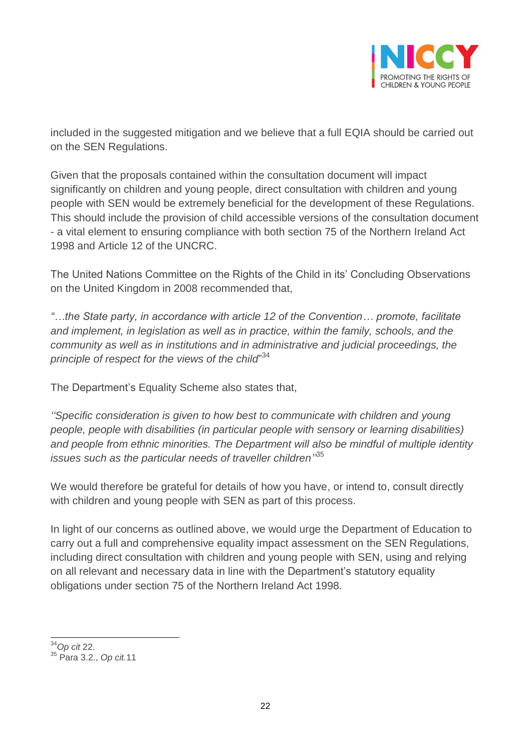included in the suggested mitigation and we believe that a full EQIA should be carried out on the SEN Regulations.

Given that the proposals contained within the consultation document will impact significantly on children and young people, direct consultation with children and young people with SEN would be extremely beneficial for the development of these Regulations. This should include the provision of child accessible versions of the consultation document - a vital element to ensuring compliance with both section 75 of the Northern Ireland Act 1998 and Article 12 of the UNCRC.

The United Nations Committee on the Rights of the Child in its' Concluding Observations on the United Kingdom in 2008 recommended that,

*"…the State party, in accordance with article 12 of the Convention… promote, facilitate and implement, in legislation as well as in practice, within the family, schools, and the community as well as in institutions and in administrative and judicial proceedings, the principle of respect for the views of the child*"[34]

The Department's Equality Scheme also states that,

*''Specific consideration is given to how best to communicate with children and young people, people with disabilities (in particular people with sensory or learning disabilities) and people from ethnic minorities. The Department will also be mindful of multiple identity issues such as the particular needs of traveller children''*[35]

We would therefore be grateful for details of how you have, or intend to, consult directly with children and young people with SEN as part of this process.

In light of our concerns as outlined above, we would urge the Department of Education to carry out a full and comprehensive equality impact assessment on the SEN Regulations, including direct consultation with children and young people with SEN, using and relying on all relevant and necessary data in line with the Department's statutory equality obligations under section 75 of the Northern Ireland Act 1998.

---

[34] *Op cit* 22.

[35] Para 3.2., *Op cit.* 11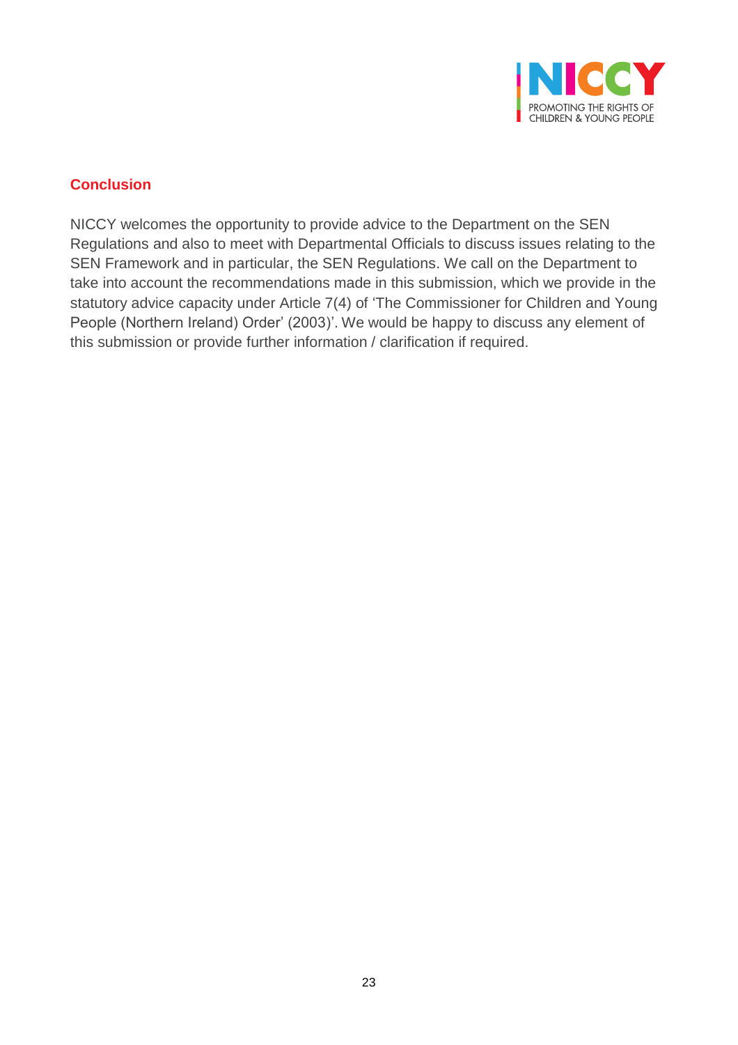## Conclusion

NICCY welcomes the opportunity to provide advice to the Department on the SEN Regulations and also to meet with Departmental Officials to discuss issues relating to the SEN Framework and in particular, the SEN Regulations. We call on the Department to take into account the recommendations made in this submission, which we provide in the statutory advice capacity under Article 7(4) of 'The Commissioner for Children and Young People (Northern Ireland) Order' (2003)'. We would be happy to discuss any element of this submission or provide further information / clarification if required.